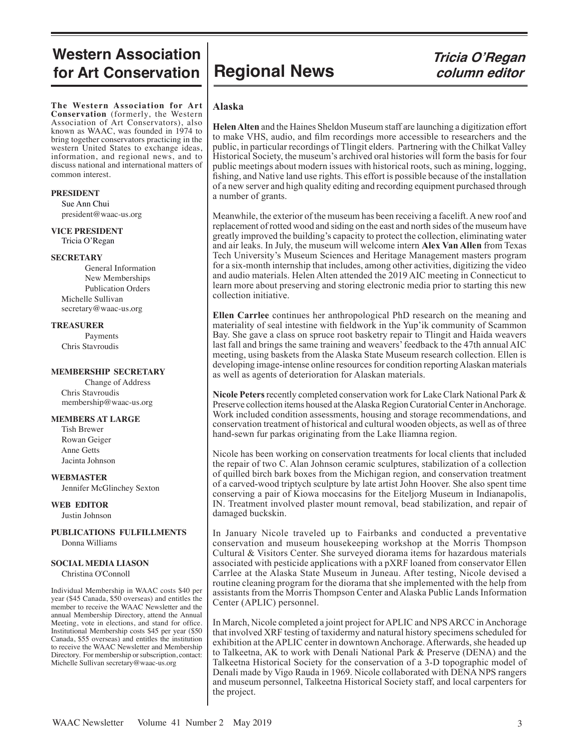# Western Association for Art Conservation

**The Western Association for Art Conservation** (formerly, the Western Association of Art Conservators), also known as WAAC, was founded in 1974 to bring together conservators practicing in the western United States to exchange ideas, information, and regional news, and to discuss national and international matters of common interest.

**PRESIDENT**
Sue Ann Chui
president@waac-us.org

**VICE PRESIDENT**
Tricia O'Regan

**SECRETARY**
General Information
New Memberships
Publication Orders
Michelle Sullivan
secretary@waac-us.org

**TREASURER**
Payments
Chris Stavroudis

**MEMBERSHIP SECRETARY**
Change of Address
Chris Stavroudis
membership@waac-us.org

**MEMBERS AT LARGE**
Tish Brewer
Rowan Geiger
Anne Getts
Jacinta Johnson

**WEBMASTER**
Jennifer McGlinchey Sexton

**WEB EDITOR**
Justin Johnson

**PUBLICATIONS FULFILLMENTS**
Donna Williams

**SOCIAL MEDIA LIASON**
Christina O'Connoll

Individual Membership in WAAC costs $40 per year ($45 Canada, $50 overseas) and entitles the member to receive the WAAC Newsletter and the annual Membership Directory, attend the Annual Meeting, vote in elections, and stand for office. Institutional Membership costs $45 per year ($50 Canada, $55 overseas) and entitles the institution to receive the WAAC Newsletter and Membership Directory. For membership or subscription, contact: Michelle Sullivan secretary@waac-us.org

# Regional News

*Tricia O'Regan, column editor*

## Alaska

**Helen Alten** and the Haines Sheldon Museum staff are launching a digitization effort to make VHS, audio, and film recordings more accessible to researchers and the public, in particular recordings of Tlingit elders. Partnering with the Chilkat Valley Historical Society, the museum's archived oral histories will form the basis for four public meetings about modern issues with historical roots, such as mining, logging, fishing, and Native land use rights. This effort is possible because of the installation of a new server and high quality editing and recording equipment purchased through a number of grants.

Meanwhile, the exterior of the museum has been receiving a facelift. A new roof and replacement of rotted wood and siding on the east and north sides of the museum have greatly improved the building's capacity to protect the collection, eliminating water and air leaks. In July, the museum will welcome intern **Alex Van Allen** from Texas Tech University's Museum Sciences and Heritage Management masters program for a six-month internship that includes, among other activities, digitizing the video and audio materials. Helen Alten attended the 2019 AIC meeting in Connecticut to learn more about preserving and storing electronic media prior to starting this new collection initiative.

**Ellen Carrlee** continues her anthropological PhD research on the meaning and materiality of seal intestine with fieldwork in the Yup'ik community of Scammon Bay. She gave a class on spruce root basketry repair to Tlingit and Haida weavers last fall and brings the same training and weavers' feedback to the 47th annual AIC meeting, using baskets from the Alaska State Museum research collection. Ellen is developing image-intense online resources for condition reporting Alaskan materials as well as agents of deterioration for Alaskan materials.

**Nicole Peters** recently completed conservation work for Lake Clark National Park & Preserve collection items housed at the Alaska Region Curatorial Center in Anchorage. Work included condition assessments, housing and storage recommendations, and conservation treatment of historical and cultural wooden objects, as well as of three hand-sewn fur parkas originating from the Lake Iliamna region.

Nicole has been working on conservation treatments for local clients that included the repair of two C. Alan Johnson ceramic sculptures, stabilization of a collection of quilled birch bark boxes from the Michigan region, and conservation treatment of a carved-wood triptych sculpture by late artist John Hoover. She also spent time conserving a pair of Kiowa moccasins for the Eiteljorg Museum in Indianapolis, IN. Treatment involved plaster mount removal, bead stabilization, and repair of damaged buckskin.

In January Nicole traveled up to Fairbanks and conducted a preventative conservation and museum housekeeping workshop at the Morris Thompson Cultural & Visitors Center. She surveyed diorama items for hazardous materials associated with pesticide applications with a pXRF loaned from conservator Ellen Carrlee at the Alaska State Museum in Juneau. After testing, Nicole devised a routine cleaning program for the diorama that she implemented with the help from assistants from the Morris Thompson Center and Alaska Public Lands Information Center (APLIC) personnel.

In March, Nicole completed a joint project for APLIC and NPS ARCC in Anchorage that involved XRF testing of taxidermy and natural history specimens scheduled for exhibition at the APLIC center in downtown Anchorage. Afterwards, she headed up to Talkeetna, AK to work with Denali National Park & Preserve (DENA) and the Talkeetna Historical Society for the conservation of a 3-D topographic model of Denali made by Vigo Rauda in 1969. Nicole collaborated with DENA NPS rangers and museum personnel, Talkeetna Historical Society staff, and local carpenters for the project.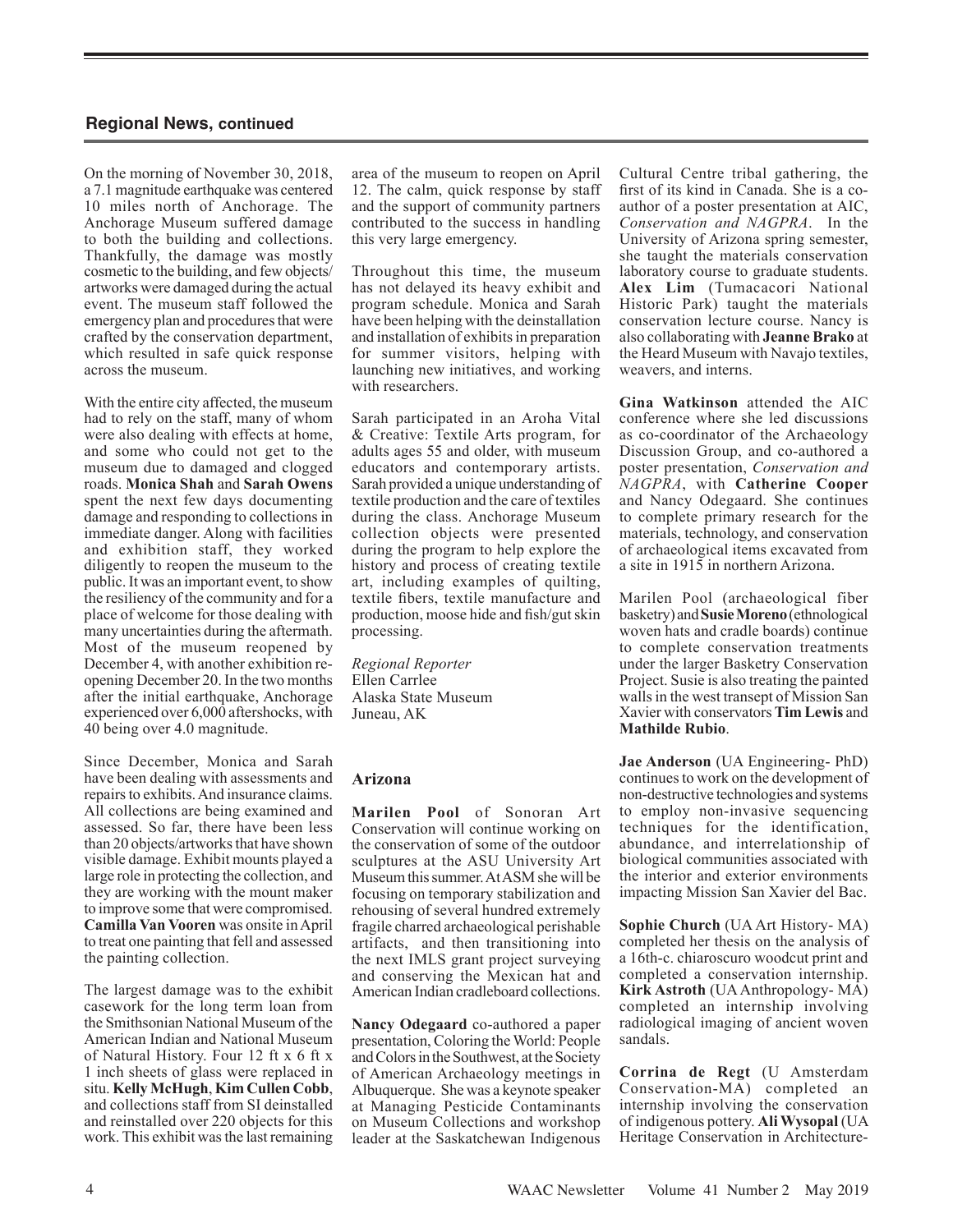## Regional News, continued

On the morning of November 30, 2018, a 7.1 magnitude earthquake was centered 10 miles north of Anchorage. The Anchorage Museum suffered damage to both the building and collections. Thankfully, the damage was mostly cosmetic to the building, and few objects/artworks were damaged during the actual event. The museum staff followed the emergency plan and procedures that were crafted by the conservation department, which resulted in safe quick response across the museum.

With the entire city affected, the museum had to rely on the staff, many of whom were also dealing with effects at home, and some who could not get to the museum due to damaged and clogged roads. **Monica Shah** and **Sarah Owens** spent the next few days documenting damage and responding to collections in immediate danger. Along with facilities and exhibition staff, they worked diligently to reopen the museum to the public. It was an important event, to show the resiliency of the community and for a place of welcome for those dealing with many uncertainties during the aftermath. Most of the museum reopened by December 4, with another exhibition re-opening December 20. In the two months after the initial earthquake, Anchorage experienced over 6,000 aftershocks, with 40 being over 4.0 magnitude.

Since December, Monica and Sarah have been dealing with assessments and repairs to exhibits. And insurance claims. All collections are being examined and assessed. So far, there have been less than 20 objects/artworks that have shown visible damage. Exhibit mounts played a large role in protecting the collection, and they are working with the mount maker to improve some that were compromised. **Camilla Van Vooren** was onsite in April to treat one painting that fell and assessed the painting collection.

The largest damage was to the exhibit casework for the long term loan from the Smithsonian National Museum of the American Indian and National Museum of Natural History. Four 12 ft x 6 ft x 1 inch sheets of glass were replaced in situ. **Kelly McHugh**, **Kim Cullen Cobb**, and collections staff from SI deinstalled and reinstalled over 220 objects for this work. This exhibit was the last remaining area of the museum to reopen on April 12. The calm, quick response by staff and the support of community partners contributed to the success in handling this very large emergency.

Throughout this time, the museum has not delayed its heavy exhibit and program schedule. Monica and Sarah have been helping with the deinstallation and installation of exhibits in preparation for summer visitors, helping with launching new initiatives, and working with researchers.

Sarah participated in an Aroha Vital & Creative: Textile Arts program, for adults ages 55 and older, with museum educators and contemporary artists. Sarah provided a unique understanding of textile production and the care of textiles during the class. Anchorage Museum collection objects were presented during the program to help explore the history and process of creating textile art, including examples of quilting, textile fibers, textile manufacture and production, moose hide and fish/gut skin processing.

*Regional Reporter*
Ellen Carrlee
Alaska State Museum
Juneau, AK

### Arizona

**Marilen Pool** of Sonoran Art Conservation will continue working on the conservation of some of the outdoor sculptures at the ASU University Art Museum this summer. At ASM she will be focusing on temporary stabilization and rehousing of several hundred extremely fragile charred archaeological perishable artifacts, and then transitioning into the next IMLS grant project surveying and conserving the Mexican hat and American Indian cradleboard collections.

**Nancy Odegaard** co-authored a paper presentation, Coloring the World: People and Colors in the Southwest, at the Society of American Archaeology meetings in Albuquerque. She was a keynote speaker at Managing Pesticide Contaminants on Museum Collections and workshop leader at the Saskatchewan Indigenous Cultural Centre tribal gathering, the first of its kind in Canada. She is a co-author of a poster presentation at AIC, *Conservation and NAGPRA*. In the University of Arizona spring semester, she taught the materials conservation laboratory course to graduate students. **Alex Lim** (Tumacacori National Historic Park) taught the materials conservation lecture course. Nancy is also collaborating with **Jeanne Brako** at the Heard Museum with Navajo textiles, weavers, and interns.

**Gina Watkinson** attended the AIC conference where she led discussions as co-coordinator of the Archaeology Discussion Group, and co-authored a poster presentation, *Conservation and NAGPRA*, with **Catherine Cooper** and Nancy Odegaard. She continues to complete primary research for the materials, technology, and conservation of archaeological items excavated from a site in 1915 in northern Arizona.

Marilen Pool (archaeological fiber basketry) and **Susie Moreno** (ethnological woven hats and cradle boards) continue to complete conservation treatments under the larger Basketry Conservation Project. Susie is also treating the painted walls in the west transept of Mission San Xavier with conservators **Tim Lewis** and **Mathilde Rubio**.

**Jae Anderson** (UA Engineering- PhD) continues to work on the development of non-destructive technologies and systems to employ non-invasive sequencing techniques for the identification, abundance, and interrelationship of biological communities associated with the interior and exterior environments impacting Mission San Xavier del Bac.

**Sophie Church** (UA Art History- MA) completed her thesis on the analysis of a 16th-c. chiaroscuro woodcut print and completed a conservation internship. **Kirk Astroth** (UA Anthropology- MA) completed an internship involving radiological imaging of ancient woven sandals.

**Corrina de Regt** (U Amsterdam Conservation-MA) completed an internship involving the conservation of indigenous pottery. **Ali Wysopal** (UA Heritage Conservation in Architecture-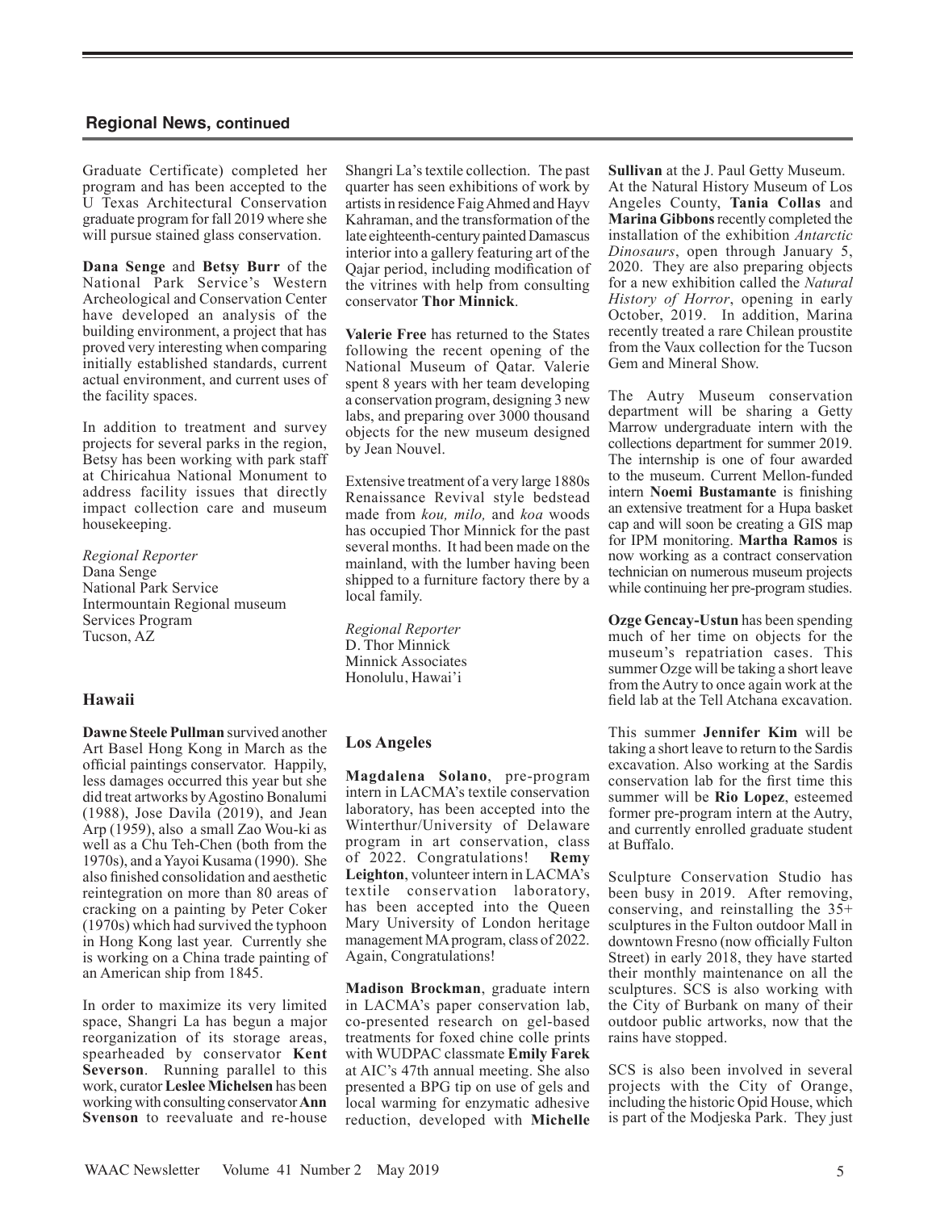## Regional News, continued

Graduate Certificate) completed her program and has been accepted to the U Texas Architectural Conservation graduate program for fall 2019 where she will pursue stained glass conservation.

**Dana Senge** and **Betsy Burr** of the National Park Service's Western Archeological and Conservation Center have developed an analysis of the building environment, a project that has proved very interesting when comparing initially established standards, current actual environment, and current uses of the facility spaces.

In addition to treatment and survey projects for several parks in the region, Betsy has been working with park staff at Chiricahua National Monument to address facility issues that directly impact collection care and museum housekeeping.

*Regional Reporter*
Dana Senge
National Park Service
Intermountain Regional museum Services Program
Tucson, AZ

### Hawaii

**Dawne Steele Pullman** survived another Art Basel Hong Kong in March as the official paintings conservator. Happily, less damages occurred this year but she did treat artworks by Agostino Bonalumi (1988), Jose Davila (2019), and Jean Arp (1959), also a small Zao Wou-ki as well as a Chu Teh-Chen (both from the 1970s), and a Yayoi Kusama (1990). She also finished consolidation and aesthetic reintegration on more than 80 areas of cracking on a painting by Peter Coker (1970s) which had survived the typhoon in Hong Kong last year. Currently she is working on a China trade painting of an American ship from 1845.

In order to maximize its very limited space, Shangri La has begun a major reorganization of its storage areas, spearheaded by conservator **Kent Severson**. Running parallel to this work, curator **Leslee Michelsen** has been working with consulting conservator **Ann Svenson** to reevaluate and re-house Shangri La's textile collection. The past quarter has seen exhibitions of work by artists in residence Faig Ahmed and Hayv Kahraman, and the transformation of the late eighteenth-century painted Damascus interior into a gallery featuring art of the Qajar period, including modification of the vitrines with help from consulting conservator **Thor Minnick**.

**Valerie Free** has returned to the States following the recent opening of the National Museum of Qatar. Valerie spent 8 years with her team developing a conservation program, designing 3 new labs, and preparing over 3000 thousand objects for the new museum designed by Jean Nouvel.

Extensive treatment of a very large 1880s Renaissance Revival style bedstead made from *kou, milo,* and *koa* woods has occupied Thor Minnick for the past several months. It had been made on the mainland, with the lumber having been shipped to a furniture factory there by a local family.

*Regional Reporter*
D. Thor Minnick
Minnick Associates
Honolulu, Hawai'i

### Los Angeles

**Magdalena Solano**, pre-program intern in LACMA's textile conservation laboratory, has been accepted into the Winterthur/University of Delaware program in art conservation, class of 2022. Congratulations! **Remy Leighton**, volunteer intern in LACMA's textile conservation laboratory, has been accepted into the Queen Mary University of London heritage management MA program, class of 2022. Again, Congratulations!

**Madison Brockman**, graduate intern in LACMA's paper conservation lab, co-presented research on gel-based treatments for foxed chine colle prints with WUDPAC classmate **Emily Farek** at AIC's 47th annual meeting. She also presented a BPG tip on use of gels and local warming for enzymatic adhesive reduction, developed with **Michelle Sullivan** at the J. Paul Getty Museum.

At the Natural History Museum of Los Angeles County, **Tania Collas** and **Marina Gibbons** recently completed the installation of the exhibition *Antarctic Dinosaurs*, open through January 5, 2020. They are also preparing objects for a new exhibition called the *Natural History of Horror*, opening in early October, 2019. In addition, Marina recently treated a rare Chilean proustite from the Vaux collection for the Tucson Gem and Mineral Show.

The Autry Museum conservation department will be sharing a Getty Marrow undergraduate intern with the collections department for summer 2019. The internship is one of four awarded to the museum. Current Mellon-funded intern **Noemi Bustamante** is finishing an extensive treatment for a Hupa basket cap and will soon be creating a GIS map for IPM monitoring. **Martha Ramos** is now working as a contract conservation technician on numerous museum projects while continuing her pre-program studies.

**Ozge Gencay-Ustun** has been spending much of her time on objects for the museum's repatriation cases. This summer Ozge will be taking a short leave from the Autry to once again work at the field lab at the Tell Atchana excavation.

This summer **Jennifer Kim** will be taking a short leave to return to the Sardis excavation. Also working at the Sardis conservation lab for the first time this summer will be **Rio Lopez**, esteemed former pre-program intern at the Autry, and currently enrolled graduate student at Buffalo.

Sculpture Conservation Studio has been busy in 2019. After removing, conserving, and reinstalling the 35+ sculptures in the Fulton outdoor Mall in downtown Fresno (now officially Fulton Street) in early 2018, they have started their monthly maintenance on all the sculptures. SCS is also working with the City of Burbank on many of their outdoor public artworks, now that the rains have stopped.

SCS is also been involved in several projects with the City of Orange, including the historic Opid House, which is part of the Modjeska Park. They just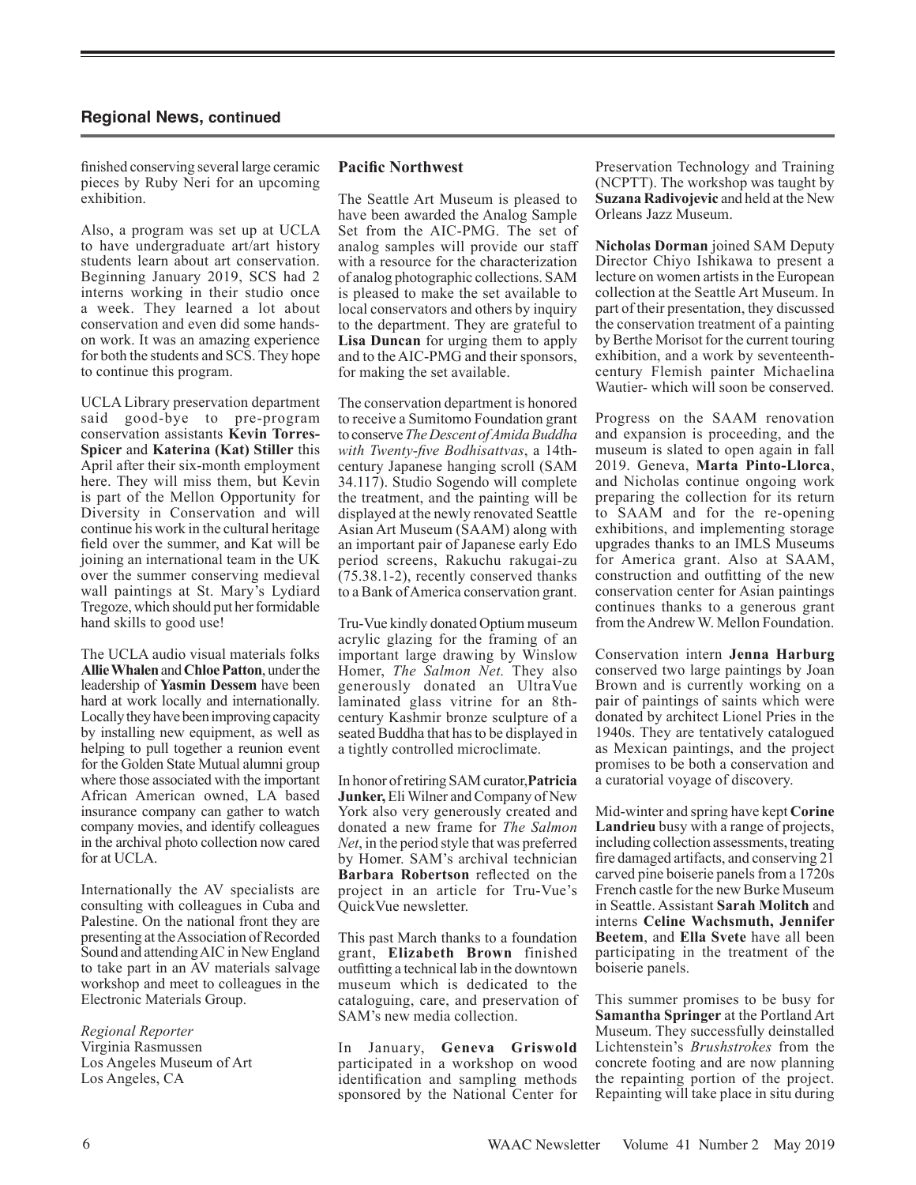## Regional News, continued

finished conserving several large ceramic pieces by Ruby Neri for an upcoming exhibition.

Also, a program was set up at UCLA to have undergraduate art/art history students learn about art conservation. Beginning January 2019, SCS had 2 interns working in their studio once a week. They learned a lot about conservation and even did some hands-on work. It was an amazing experience for both the students and SCS. They hope to continue this program.

UCLA Library preservation department said good-bye to pre-program conservation assistants **Kevin Torres-Spicer** and **Katerina (Kat) Stiller** this April after their six-month employment here. They will miss them, but Kevin is part of the Mellon Opportunity for Diversity in Conservation and will continue his work in the cultural heritage field over the summer, and Kat will be joining an international team in the UK over the summer conserving medieval wall paintings at St. Mary's Lydiard Tregoze, which should put her formidable hand skills to good use!

The UCLA audio visual materials folks **Allie Whalen** and **Chloe Patton**, under the leadership of **Yasmin Dessem** have been hard at work locally and internationally. Locally they have been improving capacity by installing new equipment, as well as helping to pull together a reunion event for the Golden State Mutual alumni group where those associated with the important African American owned, LA based insurance company can gather to watch company movies, and identify colleagues in the archival photo collection now cared for at UCLA.

Internationally the AV specialists are consulting with colleagues in Cuba and Palestine. On the national front they are presenting at the Association of Recorded Sound and attending AIC in New England to take part in an AV materials salvage workshop and meet to colleagues in the Electronic Materials Group.

*Regional Reporter*
Virginia Rasmussen
Los Angeles Museum of Art
Los Angeles, CA

### Pacific Northwest

The Seattle Art Museum is pleased to have been awarded the Analog Sample Set from the AIC-PMG. The set of analog samples will provide our staff with a resource for the characterization of analog photographic collections. SAM is pleased to make the set available to local conservators and others by inquiry to the department. They are grateful to **Lisa Duncan** for urging them to apply and to the AIC-PMG and their sponsors, for making the set available.

The conservation department is honored to receive a Sumitomo Foundation grant to conserve *The Descent of Amida Buddha with Twenty-five Bodhisattvas*, a 14th-century Japanese hanging scroll (SAM 34.117). Studio Sogendo will complete the treatment, and the painting will be displayed at the newly renovated Seattle Asian Art Museum (SAAM) along with an important pair of Japanese early Edo period screens, Rakuchu rakugai-zu (75.38.1-2), recently conserved thanks to a Bank of America conservation grant.

Tru-Vue kindly donated Optium museum acrylic glazing for the framing of an important large drawing by Winslow Homer, *The Salmon Net.* They also generously donated an UltraVue laminated glass vitrine for an 8th-century Kashmir bronze sculpture of a seated Buddha that has to be displayed in a tightly controlled microclimate.

In honor of retiring SAM curator, **Patricia Junker,** Eli Wilner and Company of New York also very generously created and donated a new frame for *The Salmon Net*, in the period style that was preferred by Homer. SAM's archival technician **Barbara Robertson** reflected on the project in an article for Tru-Vue's QuickVue newsletter.

This past March thanks to a foundation grant, **Elizabeth Brown** finished outfitting a technical lab in the downtown museum which is dedicated to the cataloguing, care, and preservation of SAM's new media collection.

In January, **Geneva Griswold** participated in a workshop on wood identification and sampling methods sponsored by the National Center for Preservation Technology and Training (NCPTT). The workshop was taught by **Suzana Radivojevic** and held at the New Orleans Jazz Museum.

**Nicholas Dorman** joined SAM Deputy Director Chiyo Ishikawa to present a lecture on women artists in the European collection at the Seattle Art Museum. In part of their presentation, they discussed the conservation treatment of a painting by Berthe Morisot for the current touring exhibition, and a work by seventeenth-century Flemish painter Michaelina Wautier- which will soon be conserved.

Progress on the SAAM renovation and expansion is proceeding, and the museum is slated to open again in fall 2019. Geneva, **Marta Pinto-Llorca**, and Nicholas continue ongoing work preparing the collection for its return to SAAM and for the re-opening exhibitions, and implementing storage upgrades thanks to an IMLS Museums for America grant. Also at SAAM, construction and outfitting of the new conservation center for Asian paintings continues thanks to a generous grant from the Andrew W. Mellon Foundation.

Conservation intern **Jenna Harburg** conserved two large paintings by Joan Brown and is currently working on a pair of paintings of saints which were donated by architect Lionel Pries in the 1940s. They are tentatively catalogued as Mexican paintings, and the project promises to be both a conservation and a curatorial voyage of discovery.

Mid-winter and spring have kept **Corine Landrieu** busy with a range of projects, including collection assessments, treating fire damaged artifacts, and conserving 21 carved pine boiserie panels from a 1720s French castle for the new Burke Museum in Seattle. Assistant **Sarah Molitch** and interns **Celine Wachsmuth, Jennifer Beetem**, and **Ella Svete** have all been participating in the treatment of the boiserie panels.

This summer promises to be busy for **Samantha Springer** at the Portland Art Museum. They successfully deinstalled Lichtenstein's *Brushstrokes* from the concrete footing and are now planning the repainting portion of the project. Repainting will take place in situ during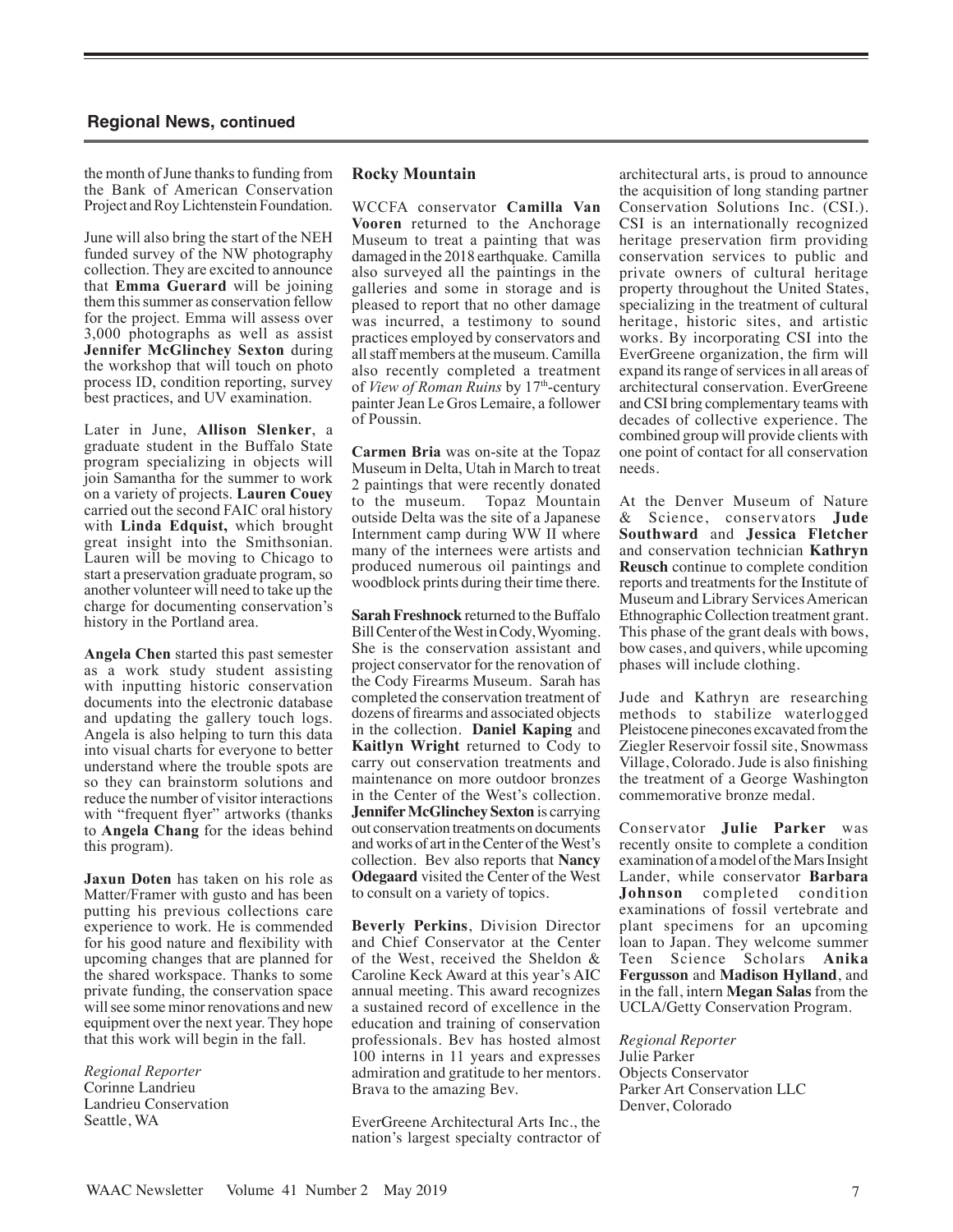## Regional News, continued

the month of June thanks to funding from the Bank of American Conservation Project and Roy Lichtenstein Foundation.

June will also bring the start of the NEH funded survey of the NW photography collection. They are excited to announce that **Emma Guerard** will be joining them this summer as conservation fellow for the project. Emma will assess over 3,000 photographs as well as assist **Jennifer McGlinchey Sexton** during the workshop that will touch on photo process ID, condition reporting, survey best practices, and UV examination.

Later in June, **Allison Slenker**, a graduate student in the Buffalo State program specializing in objects will join Samantha for the summer to work on a variety of projects. **Lauren Couey** carried out the second FAIC oral history with **Linda Edquist,** which brought great insight into the Smithsonian. Lauren will be moving to Chicago to start a preservation graduate program, so another volunteer will need to take up the charge for documenting conservation's history in the Portland area.

**Angela Chen** started this past semester as a work study student assisting with inputting historic conservation documents into the electronic database and updating the gallery touch logs. Angela is also helping to turn this data into visual charts for everyone to better understand where the trouble spots are so they can brainstorm solutions and reduce the number of visitor interactions with "frequent flyer" artworks (thanks to **Angela Chang** for the ideas behind this program).

**Jaxun Doten** has taken on his role as Matter/Framer with gusto and has been putting his previous collections care experience to work. He is commended for his good nature and flexibility with upcoming changes that are planned for the shared workspace. Thanks to some private funding, the conservation space will see some minor renovations and new equipment over the next year. They hope that this work will begin in the fall.

*Regional Reporter*
Corinne Landrieu
Landrieu Conservation
Seattle, WA

### Rocky Mountain

WCCFA conservator **Camilla Van Vooren** returned to the Anchorage Museum to treat a painting that was damaged in the 2018 earthquake. Camilla also surveyed all the paintings in the galleries and some in storage and is pleased to report that no other damage was incurred, a testimony to sound practices employed by conservators and all staff members at the museum. Camilla also recently completed a treatment of *View of Roman Ruins* by 17th-century painter Jean Le Gros Lemaire, a follower of Poussin.

**Carmen Bria** was on-site at the Topaz Museum in Delta, Utah in March to treat 2 paintings that were recently donated to the museum. Topaz Mountain outside Delta was the site of a Japanese Internment camp during WW II where many of the internees were artists and produced numerous oil paintings and woodblock prints during their time there.

**Sarah Freshnock** returned to the Buffalo Bill Center of the West in Cody, Wyoming. She is the conservation assistant and project conservator for the renovation of the Cody Firearms Museum. Sarah has completed the conservation treatment of dozens of firearms and associated objects in the collection. **Daniel Kaping** and **Kaitlyn Wright** returned to Cody to carry out conservation treatments and maintenance on more outdoor bronzes in the Center of the West's collection. **Jennifer McGlinchey Sexton** is carrying out conservation treatments on documents and works of art in the Center of the West's collection. Bev also reports that **Nancy Odegaard** visited the Center of the West to consult on a variety of topics.

**Beverly Perkins**, Division Director and Chief Conservator at the Center of the West, received the Sheldon & Caroline Keck Award at this year's AIC annual meeting. This award recognizes a sustained record of excellence in the education and training of conservation professionals. Bev has hosted almost 100 interns in 11 years and expresses admiration and gratitude to her mentors. Brava to the amazing Bev.

EverGreene Architectural Arts Inc., the nation's largest specialty contractor of architectural arts, is proud to announce the acquisition of long standing partner Conservation Solutions Inc. (CSI.). CSI is an internationally recognized heritage preservation firm providing conservation services to public and private owners of cultural heritage property throughout the United States, specializing in the treatment of cultural heritage, historic sites, and artistic works. By incorporating CSI into the EverGreene organization, the firm will expand its range of services in all areas of architectural conservation. EverGreene and CSI bring complementary teams with decades of collective experience. The combined group will provide clients with one point of contact for all conservation needs.

At the Denver Museum of Nature & Science, conservators **Jude Southward** and **Jessica Fletcher** and conservation technician **Kathryn Reusch** continue to complete condition reports and treatments for the Institute of Museum and Library Services American Ethnographic Collection treatment grant. This phase of the grant deals with bows, bow cases, and quivers, while upcoming phases will include clothing.

Jude and Kathryn are researching methods to stabilize waterlogged Pleistocene pinecones excavated from the Ziegler Reservoir fossil site, Snowmass Village, Colorado. Jude is also finishing the treatment of a George Washington commemorative bronze medal.

Conservator **Julie Parker** was recently onsite to complete a condition examination of a model of the Mars Insight Lander, while conservator **Barbara Johnson** completed condition examinations of fossil vertebrate and plant specimens for an upcoming loan to Japan. They welcome summer Teen Science Scholars **Anika Fergusson** and **Madison Hylland**, and in the fall, intern **Megan Salas** from the UCLA/Getty Conservation Program.

*Regional Reporter*
Julie Parker
Objects Conservator
Parker Art Conservation LLC
Denver, Colorado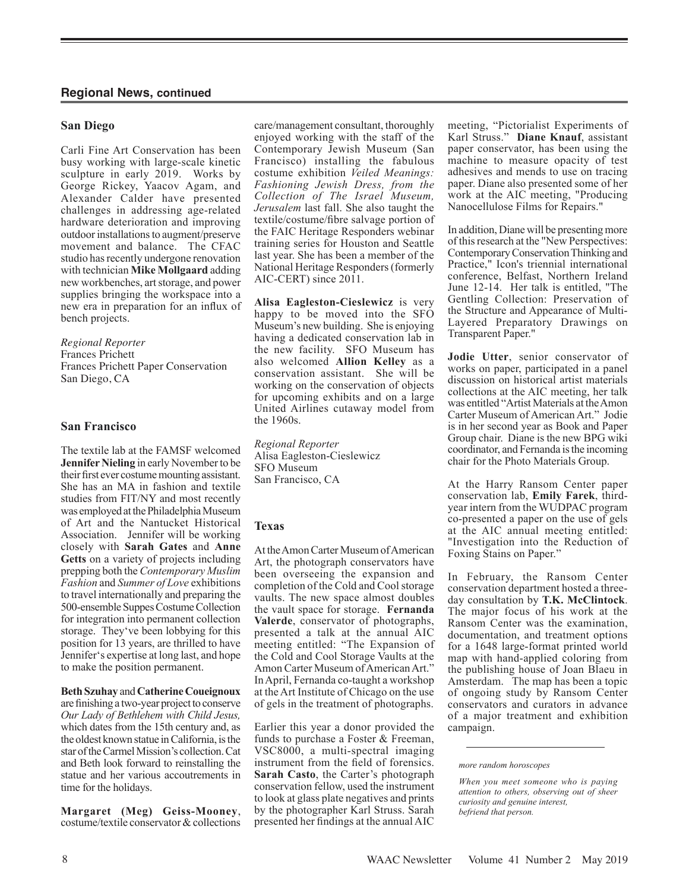## Regional News, continued

### San Diego

Carli Fine Art Conservation has been busy working with large-scale kinetic sculpture in early 2019. Works by George Rickey, Yaacov Agam, and Alexander Calder have presented challenges in addressing age-related hardware deterioration and improving outdoor installations to augment/preserve movement and balance. The CFAC studio has recently undergone renovation with technician **Mike Mollgaard** adding new workbenches, art storage, and power supplies bringing the workspace into a new era in preparation for an influx of bench projects.

*Regional Reporter*
Frances Prichett
Frances Prichett Paper Conservation
San Diego, CA

### San Francisco

The textile lab at the FAMSF welcomed **Jennifer Nieling** in early November to be their first ever costume mounting assistant. She has an MA in fashion and textile studies from FIT/NY and most recently was employed at the Philadelphia Museum of Art and the Nantucket Historical Association. Jennifer will be working closely with **Sarah Gates** and **Anne Getts** on a variety of projects including prepping both the *Contemporary Muslim Fashion* and *Summer of Love* exhibitions to travel internationally and preparing the 500-ensemble Suppes Costume Collection for integration into permanent collection storage. They've been lobbying for this position for 13 years, are thrilled to have Jennifer's expertise at long last, and hope to make the position permanent.

**Beth Szuhay** and **Catherine Coueignoux** are finishing a two-year project to conserve *Our Lady of Bethlehem with Child Jesus,* which dates from the 15th century and, as the oldest known statue in California, is the star of the Carmel Mission's collection. Cat and Beth look forward to reinstalling the statue and her various accoutrements in time for the holidays.

**Margaret (Meg) Geiss-Mooney**, costume/textile conservator & collections care/management consultant, thoroughly enjoyed working with the staff of the Contemporary Jewish Museum (San Francisco) installing the fabulous costume exhibition *Veiled Meanings: Fashioning Jewish Dress, from the Collection of The Israel Museum, Jerusalem* last fall. She also taught the textile/costume/fibre salvage portion of the FAIC Heritage Responders webinar training series for Houston and Seattle last year. She has been a member of the National Heritage Responders (formerly AIC-CERT) since 2011.

**Alisa Eagleston-Cieslewicz** is very happy to be moved into the SFO Museum's new building. She is enjoying having a dedicated conservation lab in the new facility. SFO Museum has also welcomed **Allion Kelley** as a conservation assistant. She will be working on the conservation of objects for upcoming exhibits and on a large United Airlines cutaway model from the 1960s.

*Regional Reporter*
Alisa Eagleston-Cieslewicz
SFO Museum
San Francisco, CA

### Texas

At the Amon Carter Museum of American Art, the photograph conservators have been overseeing the expansion and completion of the Cold and Cool storage vaults. The new space almost doubles the vault space for storage. **Fernanda Valerde**, conservator of photographs, presented a talk at the annual AIC meeting entitled: "The Expansion of the Cold and Cool Storage Vaults at the Amon Carter Museum of American Art." In April, Fernanda co-taught a workshop at the Art Institute of Chicago on the use of gels in the treatment of photographs.

Earlier this year a donor provided the funds to purchase a Foster & Freeman, VSC8000, a multi-spectral imaging instrument from the field of forensics. **Sarah Casto**, the Carter's photograph conservation fellow, used the instrument to look at glass plate negatives and prints by the photographer Karl Struss. Sarah presented her findings at the annual AIC meeting, "Pictorialist Experiments of Karl Struss." **Diane Knauf**, assistant paper conservator, has been using the machine to measure opacity of test adhesives and mends to use on tracing paper. Diane also presented some of her work at the AIC meeting, "Producing Nanocellulose Films for Repairs."

In addition, Diane will be presenting more of this research at the "New Perspectives: Contemporary Conservation Thinking and Practice," Icon's triennial international conference, Belfast, Northern Ireland June 12-14. Her talk is entitled, "The Gentling Collection: Preservation of the Structure and Appearance of Multi-Layered Preparatory Drawings on Transparent Paper."

**Jodie Utter**, senior conservator of works on paper, participated in a panel discussion on historical artist materials collections at the AIC meeting, her talk was entitled "Artist Materials at the Amon Carter Museum of American Art." Jodie is in her second year as Book and Paper Group chair. Diane is the new BPG wiki coordinator, and Fernanda is the incoming chair for the Photo Materials Group.

At the Harry Ransom Center paper conservation lab, **Emily Farek**, third-year intern from the WUDPAC program co-presented a paper on the use of gels at the AIC annual meeting entitled: "Investigation into the Reduction of Foxing Stains on Paper."

In February, the Ransom Center conservation department hosted a three-day consultation by **T.K. McClintock**. The major focus of his work at the Ransom Center was the examination, documentation, and treatment options for a 1648 large-format printed world map with hand-applied coloring from the publishing house of Joan Blaeu in Amsterdam. The map has been a topic of ongoing study by Ransom Center conservators and curators in advance of a major treatment and exhibition campaign.

---

*more random horoscopes*

*When you meet someone who is paying attention to others, observing out of sheer curiosity and genuine interest, befriend that person.*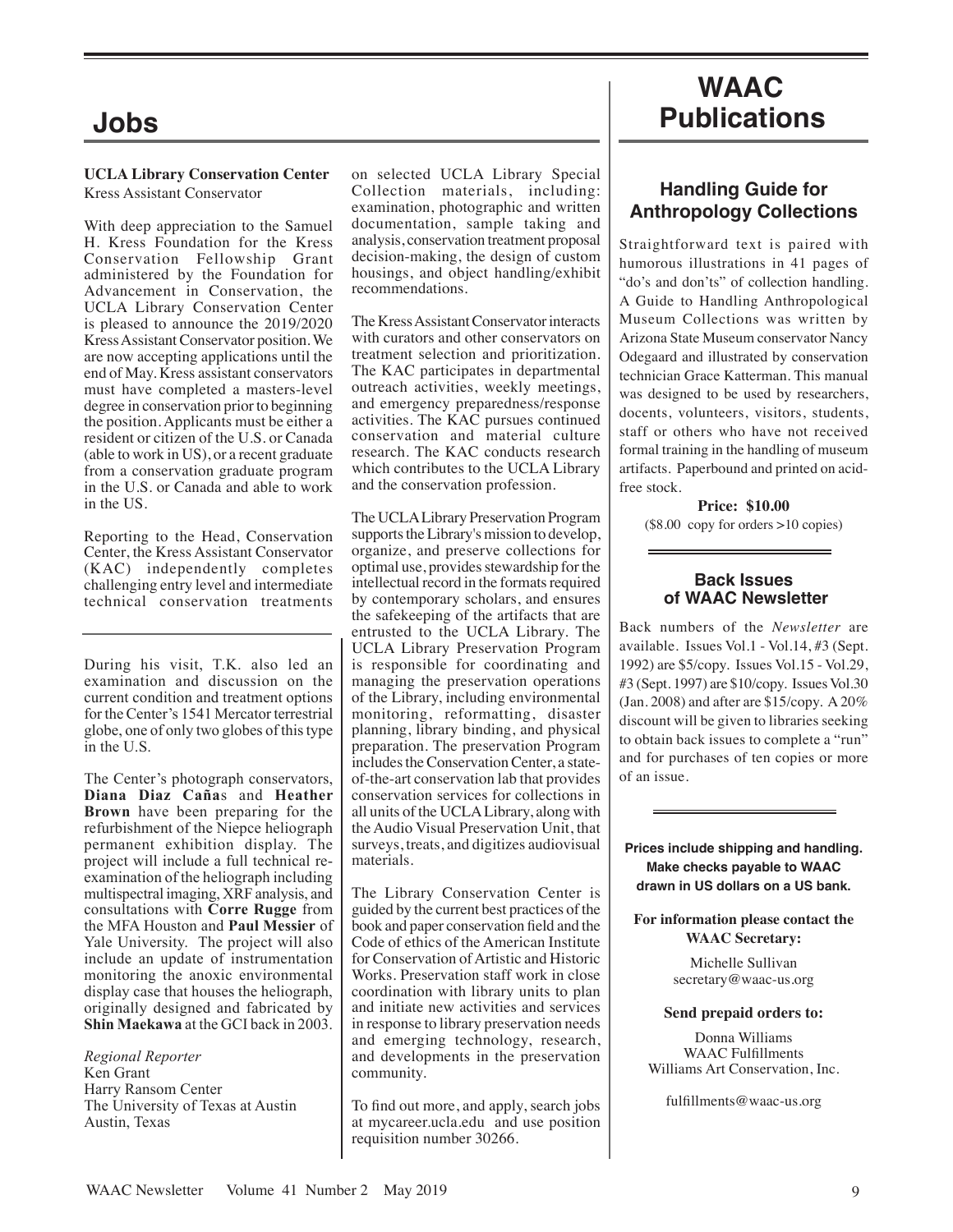# Jobs

**UCLA Library Conservation Center**
Kress Assistant Conservator

With deep appreciation to the Samuel H. Kress Foundation for the Kress Conservation Fellowship Grant administered by the Foundation for Advancement in Conservation, the UCLA Library Conservation Center is pleased to announce the 2019/2020 Kress Assistant Conservator position. We are now accepting applications until the end of May. Kress assistant conservators must have completed a masters-level degree in conservation prior to beginning the position. Applicants must be either a resident or citizen of the U.S. or Canada (able to work in US), or a recent graduate from a conservation graduate program in the U.S. or Canada and able to work in the US.

Reporting to the Head, Conservation Center, the Kress Assistant Conservator (KAC) independently completes challenging entry level and intermediate technical conservation treatments on selected UCLA Library Special Collection materials, including: examination, photographic and written documentation, sample taking and analysis, conservation treatment proposal decision-making, the design of custom housings, and object handling/exhibit recommendations.

The Kress Assistant Conservator interacts with curators and other conservators on treatment selection and prioritization. The KAC participates in departmental outreach activities, weekly meetings, and emergency preparedness/response activities. The KAC pursues continued conservation and material culture research. The KAC conducts research which contributes to the UCLA Library and the conservation profession.

The UCLA Library Preservation Program supports the Library's mission to develop, organize, and preserve collections for optimal use, provides stewardship for the intellectual record in the formats required by contemporary scholars, and ensures the safekeeping of the artifacts that are entrusted to the UCLA Library. The UCLA Library Preservation Program is responsible for coordinating and managing the preservation operations of the Library, including environmental monitoring, reformatting, disaster planning, library binding, and physical preparation. The preservation Program includes the Conservation Center, a state-of-the-art conservation lab that provides conservation services for collections in all units of the UCLA Library, along with the Audio Visual Preservation Unit, that surveys, treats, and digitizes audiovisual materials.

The Library Conservation Center is guided by the current best practices of the book and paper conservation field and the Code of ethics of the American Institute for Conservation of Artistic and Historic Works. Preservation staff work in close coordination with library units to plan and initiate new activities and services in response to library preservation needs and emerging technology, research, and developments in the preservation community.

To find out more, and apply, search jobs at mycareer.ucla.edu and use position requisition number 30266.

---

During his visit, T.K. also led an examination and discussion on the current condition and treatment options for the Center's 1541 Mercator terrestrial globe, one of only two globes of this type in the U.S.

The Center's photograph conservators, **Diana Diaz Cañas** and **Heather Brown** have been preparing for the refurbishment of the Niepce heliograph permanent exhibition display. The project will include a full technical re-examination of the heliograph including multispectral imaging, XRF analysis, and consultations with **Corre Rugge** from the MFA Houston and **Paul Messier** of Yale University. The project will also include an update of instrumentation monitoring the anoxic environmental display case that houses the heliograph, originally designed and fabricated by **Shin Maekawa** at the GCI back in 2003.

*Regional Reporter*
Ken Grant
Harry Ransom Center
The University of Texas at Austin
Austin, Texas

# WAAC Publications

## Handling Guide for Anthropology Collections

Straightforward text is paired with humorous illustrations in 41 pages of "do's and don'ts" of collection handling. A Guide to Handling Anthropological Museum Collections was written by Arizona State Museum conservator Nancy Odegaard and illustrated by conservation technician Grace Katterman. This manual was designed to be used by researchers, docents, volunteers, visitors, students, staff or others who have not received formal training in the handling of museum artifacts. Paperbound and printed on acid-free stock.

**Price: $10.00**
($8.00 copy for orders >10 copies)

## Back Issues of WAAC Newsletter

Back numbers of the *Newsletter* are available. Issues Vol.1 - Vol.14, #3 (Sept. 1992) are $5/copy. Issues Vol.15 - Vol.29, #3 (Sept. 1997) are $10/copy. Issues Vol.30 (Jan. 2008) and after are $15/copy. A 20% discount will be given to libraries seeking to obtain back issues to complete a "run" and for purchases of ten copies or more of an issue.

**Prices include shipping and handling. Make checks payable to WAAC drawn in US dollars on a US bank.**

**For information please contact the WAAC Secretary:**

Michelle Sullivan
secretary@waac-us.org

**Send prepaid orders to:**

Donna Williams
WAAC Fulfillments
Williams Art Conservation, Inc.

fulfillments@waac-us.org